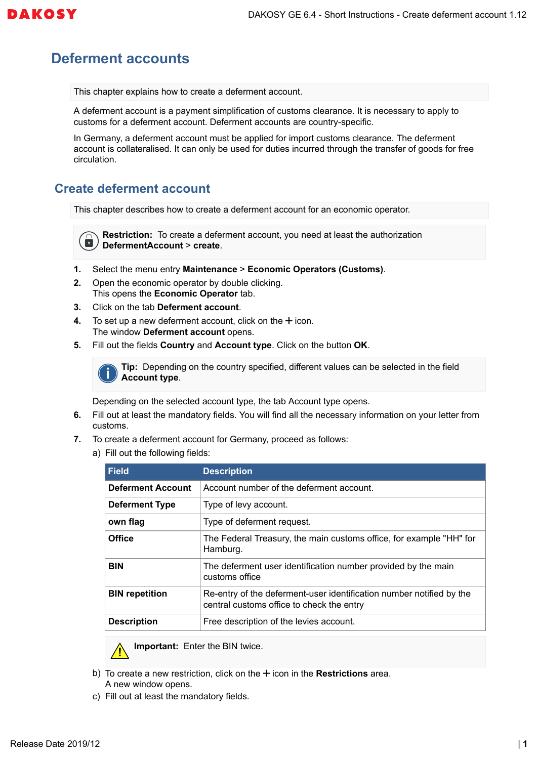# Deferment accounts

This chapter explains how to create a deferment account.

A deferment account is a payment simplification of customs clearance. It is necessary to apply to customs for a deferment account. Deferment accounts are country-specific.

In Germany, a deferment account must be applied for import customs clearance. The deferment account is collateralised. It can only be used for duties incurred through the transfer of goods for free circulation.

## Create deferment account

This chapter describes how to create a deferment account for an economic operator.

**Restriction:** To create a deferment account, you need at least the authorization **DefermentAccount** > **create**.

1. Select the menu entry **Maintenance** > **Economic Operators (Customs)**.
2. Open the economic operator by double clicking.
   This opens the **Economic Operator** tab.
3. Click on the tab **Deferment account**.
4. To set up a new deferment account, click on the + icon.
   The window **Deferment account** opens.
5. Fill out the fields **Country** and **Account type**. Click on the button **OK**.

   **Tip:** Depending on the country specified, different values can be selected in the field **Account type**.

   Depending on the selected account type, the tab Account type opens.
6. Fill out at least the mandatory fields. You will find all the necessary information on your letter from customs.
7. To create a deferment account for Germany, proceed as follows:
   a) Fill out the following fields:

   | Field | Description |
   | --- | --- |
   | **Deferment Account** | Account number of the deferment account. |
   | **Deferment Type** | Type of levy account. |
   | **own flag** | Type of deferment request. |
   | **Office** | The Federal Treasury, the main customs office, for example "HH" for Hamburg. |
   | **BIN** | The deferment user identification number provided by the main customs office |
   | **BIN repetition** | Re-entry of the deferment-user identification number notified by the central customs office to check the entry |
   | **Description** | Free description of the levies account. |

   **Important:** Enter the BIN twice.

   b) To create a new restriction, click on the + icon in the **Restrictions** area.
   A new window opens.
   c) Fill out at least the mandatory fields.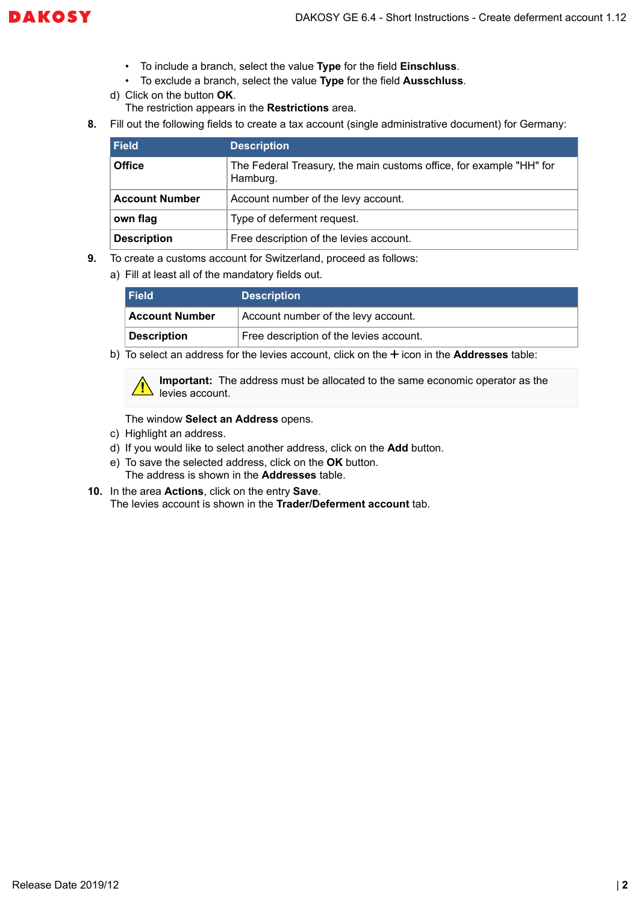- To include a branch, select the value **Type** for the field **Einschluss**.
- To exclude a branch, select the value **Type** for the field **Ausschluss**.

d) Click on the button **OK**.
The restriction appears in the **Restrictions** area.

**8.** Fill out the following fields to create a tax account (single administrative document) for Germany:

| Field | Description |
|---|---|
| **Office** | The Federal Treasury, the main customs office, for example "HH" for Hamburg. |
| **Account Number** | Account number of the levy account. |
| **own flag** | Type of deferment request. |
| **Description** | Free description of the levies account. |

**9.** To create a customs account for Switzerland, proceed as follows:

a) Fill at least all of the mandatory fields out.

| Field | Description |
|---|---|
| **Account Number** | Account number of the levy account. |
| **Description** | Free description of the levies account. |

b) To select an address for the levies account, click on the + icon in the **Addresses** table:

> **Important:** The address must be allocated to the same economic operator as the levies account.

The window **Select an Address** opens.

c) Highlight an address.

d) If you would like to select another address, click on the **Add** button.

e) To save the selected address, click on the **OK** button.
The address is shown in the **Addresses** table.

**10.** In the area **Actions**, click on the entry **Save**.
The levies account is shown in the **Trader/Deferment account** tab.